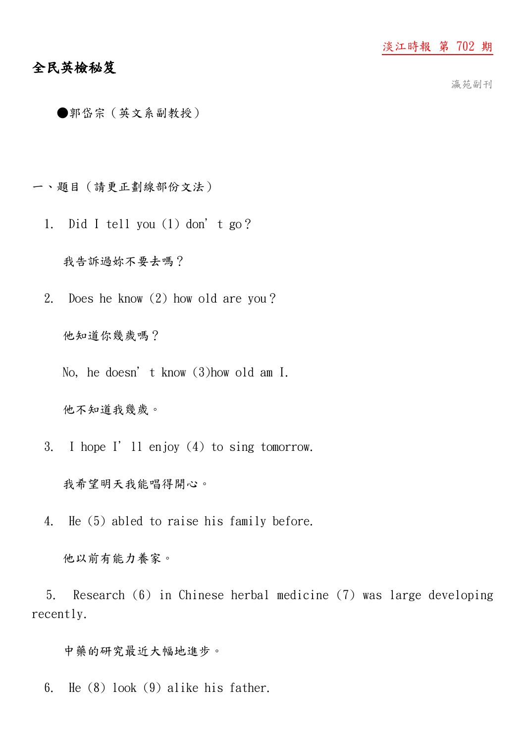淡江時報 第 702 期

# 全民英檢秘笈

瀛苑副刊

●郭岱宗（英文系副教授）

一、題目（請更正劃線部份文法）

1. Did I tell you (1) don’t go？

   我告訴過妳不要去嗎？

2. Does he know (2) how old are you？

   他知道你幾歲嗎？

   No, he doesn’t know (3)how old am I.

   他不知道我幾歲。

3. I hope I’ll enjoy (4) to sing tomorrow.

   我希望明天我能唱得開心。

4. He (5) abled to raise his family before.

   他以前有能力養家。

5. Research (6) in Chinese herbal medicine (7) was large developing recently.

   中藥的研究最近大幅地進步。

6. He (8) look (9) alike his father.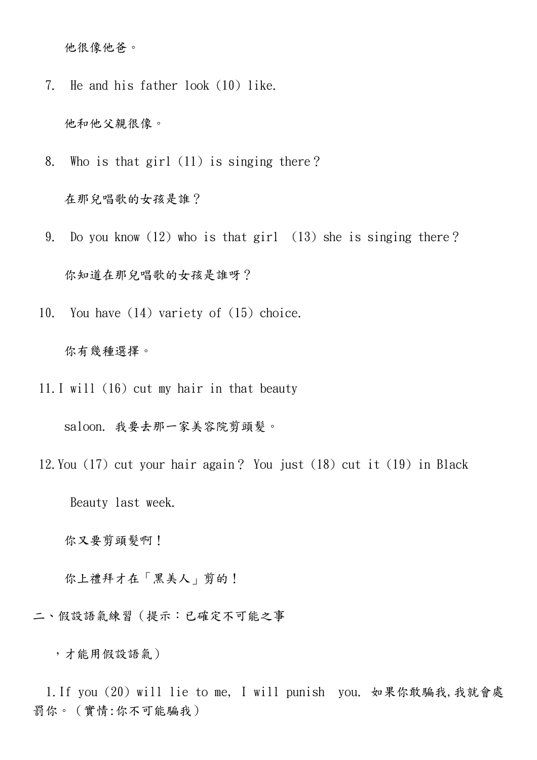他很像他爸。

7. He and his father look (10) like.

他和他父親很像。

8. Who is that girl (11) is singing there？

在那兒唱歌的女孩是誰？

9. Do you know (12) who is that girl (13) she is singing there？

你知道在那兒唱歌的女孩是誰呀？

10. You have (14) variety of (15) choice.

你有幾種選擇。

11. I will (16) cut my hair in that beauty saloon. 我要去那一家美容院剪頭髮。

12. You (17) cut your hair again？ You just (18) cut it (19) in Black Beauty last week.

你又要剪頭髮啊！

你上禮拜才在「黑美人」剪的！

二、假設語氣練習（提示：已確定不可能之事，才能用假設語氣）

1. If you (20) will lie to me, I will punish you. 如果你敢騙我,我就會處罰你。（實情:你不可能騙我）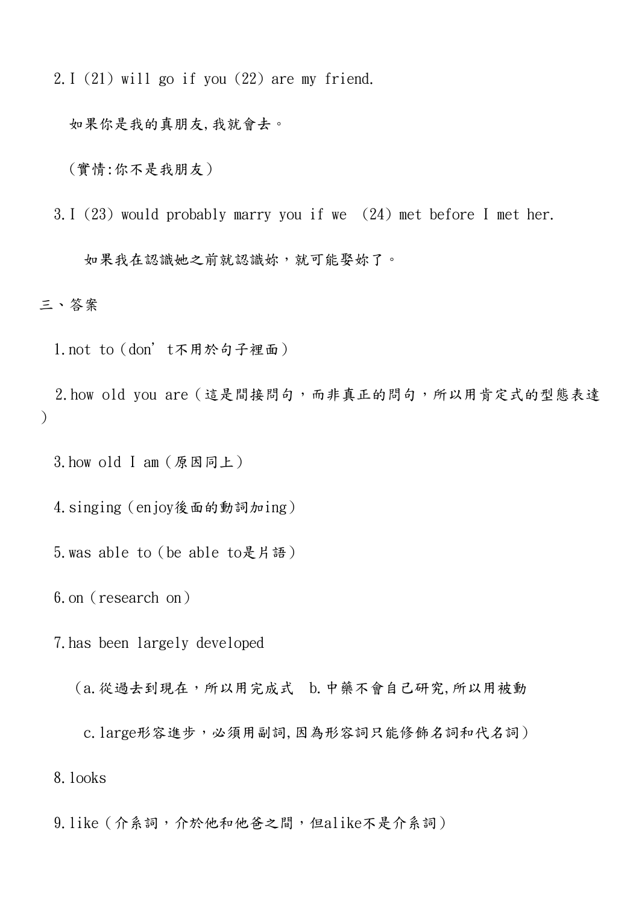2. I (21) will go if you (22) are my friend.

如果你是我的真朋友,我就會去。

(實情:你不是我朋友)

3. I (23) would probably marry you if we (24) met before I met her.

如果我在認識她之前就認識妳，就可能娶妳了。

三、答案

1. not to (don’t不用於句子裡面)

2. how old you are (這是間接問句，而非真正的問句，所以用肯定式的型態表達)

3. how old I am (原因同上)

4. singing (enjoy後面的動詞加ing)

5. was able to (be able to是片語)

6. on (research on)

7. has been largely developed

(a.從過去到現在，所以用完成式 b.中藥不會自己研究,所以用被動

c. large形容進步，必須用副詞,因為形容詞只能修飾名詞和代名詞)

8. looks

9. like (介系詞，介於他和他爸之間，但alike不是介系詞)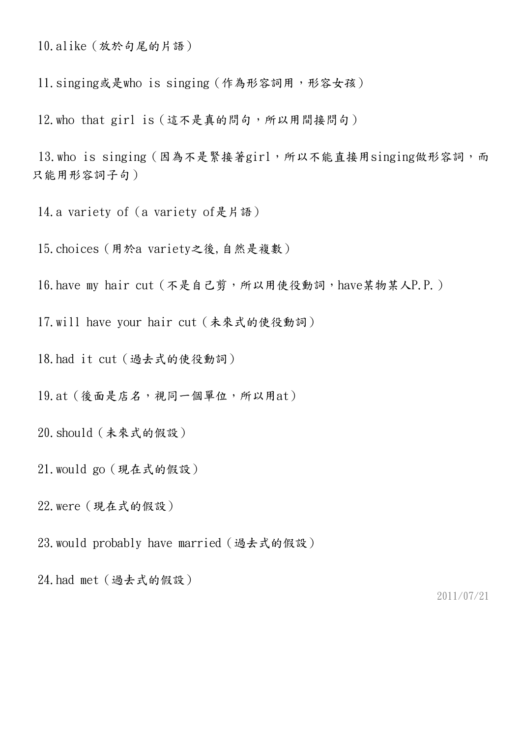10.alike（放於句尾的片語）

11.singing或是who is singing（作為形容詞用，形容女孩）

12.who that girl is（這不是真的問句，所以用間接問句）

13.who is singing（因為不是緊接著girl，所以不能直接用singing做形容詞，而只能用形容詞子句）

14.a variety of（a variety of是片語）

15.choices（用於a variety之後,自然是複數）

16.have my hair cut（不是自己剪，所以用使役動詞，have某物某人P.P.）

17.will have your hair cut（未來式的使役動詞）

18.had it cut（過去式的使役動詞）

19.at（後面是店名，視同一個單位，所以用at）

20.should（未來式的假設）

21.would go（現在式的假設）

22.were（現在式的假設）

23.would probably have married（過去式的假設）

24.had met（過去式的假設）

2011/07/21